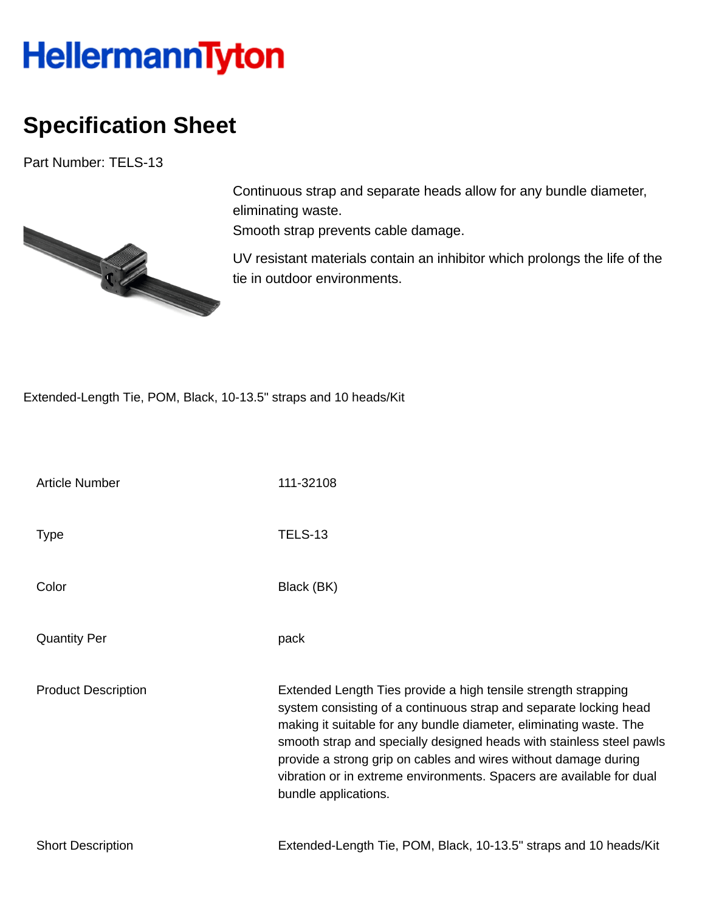# HellermannTyton

## Specification Sheet

Part Number: TELS-13

Continuous strap and separate heads allow for any bundle diameter, eliminating waste.
Smooth strap prevents cable damage.

UV resistant materials contain an inhibitor which prolongs the life of the tie in outdoor environments.

Extended-Length Tie, POM, Black, 10-13.5" straps and 10 heads/Kit

| | |
|---|---|
| Article Number | 111-32108 |
| Type | TELS-13 |
| Color | Black (BK) |
| Quantity Per | pack |
| Product Description | Extended Length Ties provide a high tensile strength strapping system consisting of a continuous strap and separate locking head making it suitable for any bundle diameter, eliminating waste. The smooth strap and specially designed heads with stainless steel pawls provide a strong grip on cables and wires without damage during vibration or in extreme environments. Spacers are available for dual bundle applications. |
| Short Description | Extended-Length Tie, POM, Black, 10-13.5" straps and 10 heads/Kit |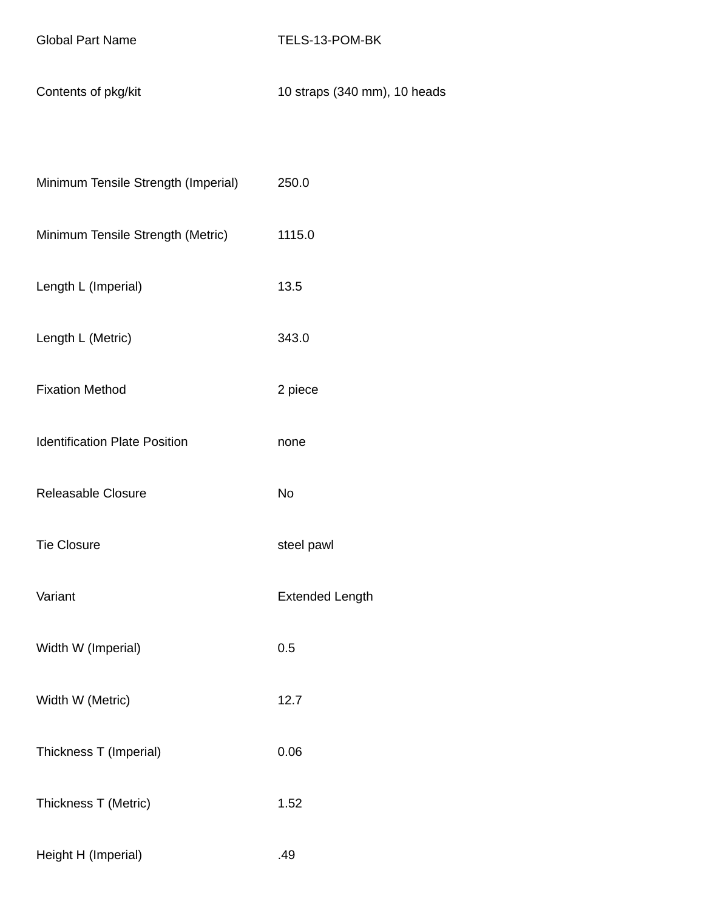| | |
|---|---|
| Global Part Name | TELS-13-POM-BK |
| Contents of pkg/kit | 10 straps (340 mm), 10 heads |
| Minimum Tensile Strength (Imperial) | 250.0 |
| Minimum Tensile Strength (Metric) | 1115.0 |
| Length L (Imperial) | 13.5 |
| Length L (Metric) | 343.0 |
| Fixation Method | 2 piece |
| Identification Plate Position | none |
| Releasable Closure | No |
| Tie Closure | steel pawl |
| Variant | Extended Length |
| Width W (Imperial) | 0.5 |
| Width W (Metric) | 12.7 |
| Thickness T (Imperial) | 0.06 |
| Thickness T (Metric) | 1.52 |
| Height H (Imperial) | .49 |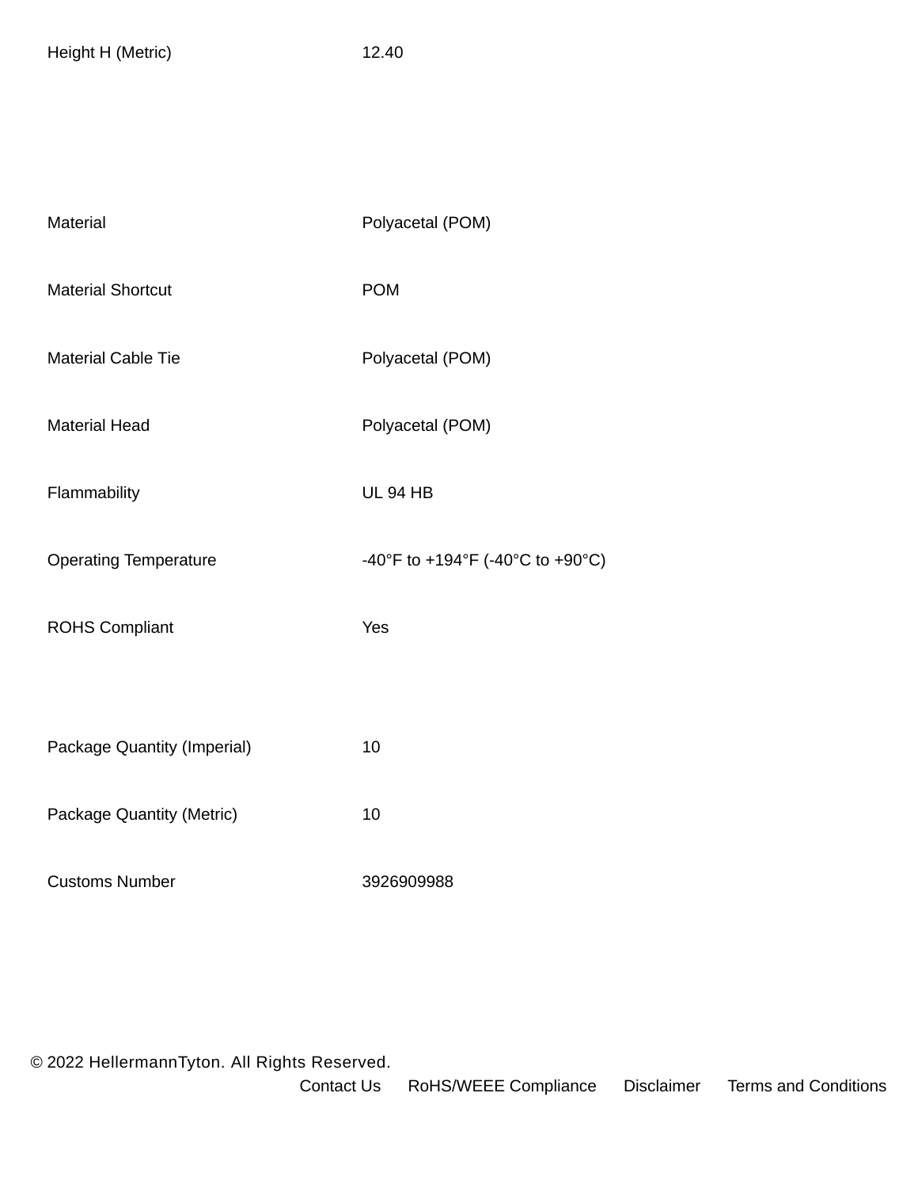| | |
|---|---|
| Height H (Metric) | 12.40 |

| | |
|---|---|
| Material | Polyacetal (POM) |
| Material Shortcut | POM |
| Material Cable Tie | Polyacetal (POM) |
| Material Head | Polyacetal (POM) |
| Flammability | UL 94 HB |
| Operating Temperature | -40°F to +194°F (-40°C to +90°C) |
| ROHS Compliant | Yes |

| | |
|---|---|
| Package Quantity (Imperial) | 10 |
| Package Quantity (Metric) | 10 |
| Customs Number | 3926909988 |

© 2022 HellermannTyton. All Rights Reserved.

Contact Us RoHS/WEEE Compliance Disclaimer Terms and Conditions